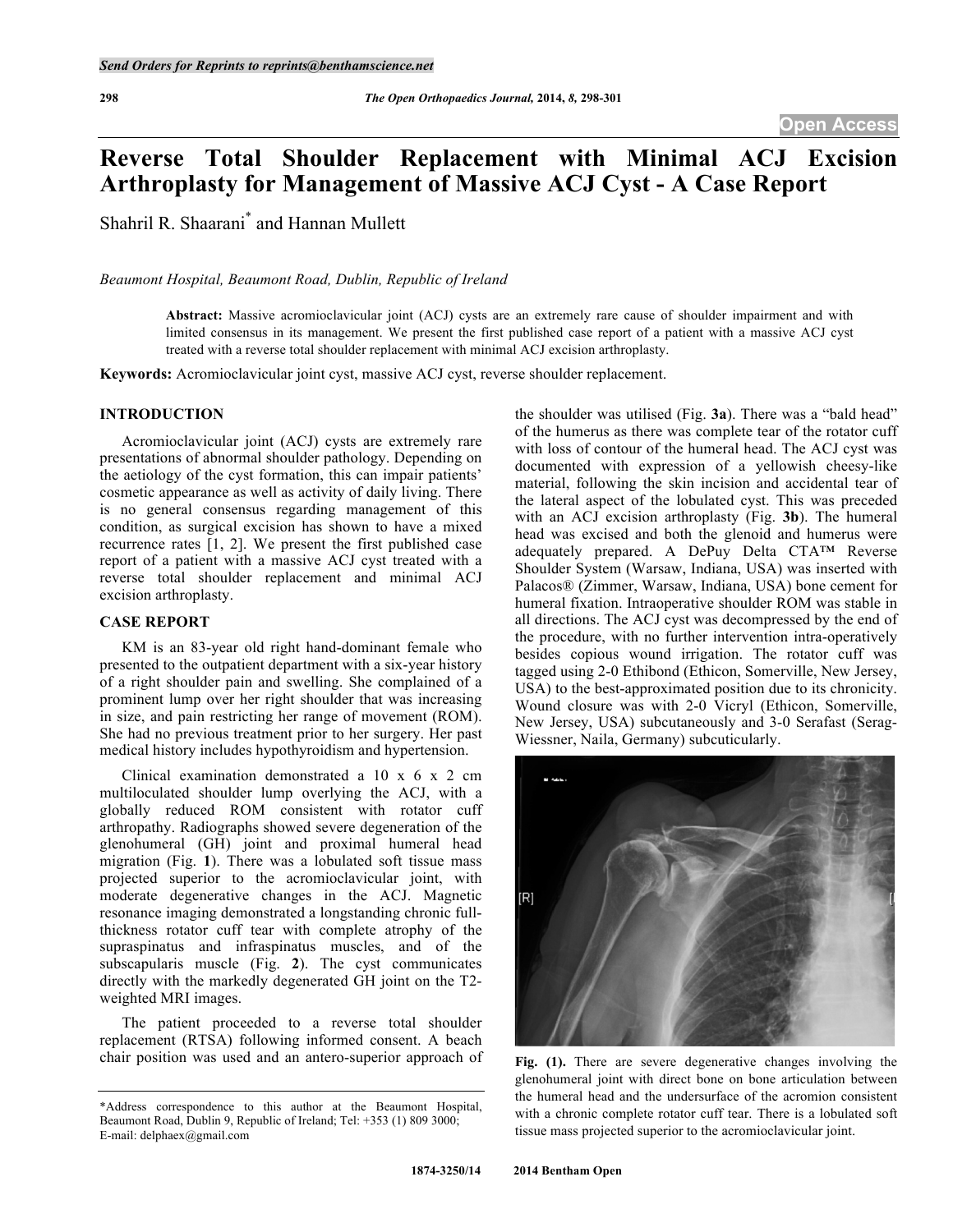# Reverse Total Shoulder Replacement with Minimal ACJ Excision Arthroplasty for Management of Massive ACJ Cyst - A Case Report

Shahril R. Shaarani* and Hannan Mullett

*Beaumont Hospital, Beaumont Road, Dublin, Republic of Ireland*

**Abstract:** Massive acromioclavicular joint (ACJ) cysts are an extremely rare cause of shoulder impairment and with limited consensus in its management. We present the first published case report of a patient with a massive ACJ cyst treated with a reverse total shoulder replacement with minimal ACJ excision arthroplasty.

**Keywords:** Acromioclavicular joint cyst, massive ACJ cyst, reverse shoulder replacement.

## INTRODUCTION

Acromioclavicular joint (ACJ) cysts are extremely rare presentations of abnormal shoulder pathology. Depending on the aetiology of the cyst formation, this can impair patients' cosmetic appearance as well as activity of daily living. There is no general consensus regarding management of this condition, as surgical excision has shown to have a mixed recurrence rates [1, 2]. We present the first published case report of a patient with a massive ACJ cyst treated with a reverse total shoulder replacement and minimal ACJ excision arthroplasty.

## CASE REPORT

KM is an 83-year old right hand-dominant female who presented to the outpatient department with a six-year history of a right shoulder pain and swelling. She complained of a prominent lump over her right shoulder that was increasing in size, and pain restricting her range of movement (ROM). She had no previous treatment prior to her surgery. Her past medical history includes hypothyroidism and hypertension.

Clinical examination demonstrated a 10 x 6 x 2 cm multiloculated shoulder lump overlying the ACJ, with a globally reduced ROM consistent with rotator cuff arthropathy. Radiographs showed severe degeneration of the glenohumeral (GH) joint and proximal humeral head migration (Fig. **1**). There was a lobulated soft tissue mass projected superior to the acromioclavicular joint, with moderate degenerative changes in the ACJ. Magnetic resonance imaging demonstrated a longstanding chronic full-thickness rotator cuff tear with complete atrophy of the supraspinatus and infraspinatus muscles, and of the subscapularis muscle (Fig. **2**). The cyst communicates directly with the markedly degenerated GH joint on the T2-weighted MRI images.

The patient proceeded to a reverse total shoulder replacement (RTSA) following informed consent. A beach chair position was used and an antero-superior approach of the shoulder was utilised (Fig. **3a**). There was a "bald head" of the humerus as there was complete tear of the rotator cuff with loss of contour of the humeral head. The ACJ cyst was documented with expression of a yellowish cheesy-like material, following the skin incision and accidental tear of the lateral aspect of the lobulated cyst. This was preceded with an ACJ excision arthroplasty (Fig. **3b**). The humeral head was excised and both the glenoid and humerus were adequately prepared. A DePuy Delta CTA™ Reverse Shoulder System (Warsaw, Indiana, USA) was inserted with Palacos® (Zimmer, Warsaw, Indiana, USA) bone cement for humeral fixation. Intraoperative shoulder ROM was stable in all directions. The ACJ cyst was decompressed by the end of the procedure, with no further intervention intra-operatively besides copious wound irrigation. The rotator cuff was tagged using 2-0 Ethibond (Ethicon, Somerville, New Jersey, USA) to the best-approximated position due to its chronicity. Wound closure was with 2-0 Vicryl (Ethicon, Somerville, New Jersey, USA) subcutaneously and 3-0 Serafast (Serag-Wiessner, Naila, Germany) subcuticularly.

**Fig. (1).** There are severe degenerative changes involving the glenohumeral joint with direct bone on bone articulation between the humeral head and the undersurface of the acromion consistent with a chronic complete rotator cuff tear. There is a lobulated soft tissue mass projected superior to the acromioclavicular joint.

*Address correspondence to this author at the Beaumont Hospital, Beaumont Road, Dublin 9, Republic of Ireland; Tel: +353 (1) 809 3000; E-mail: delphaex@gmail.com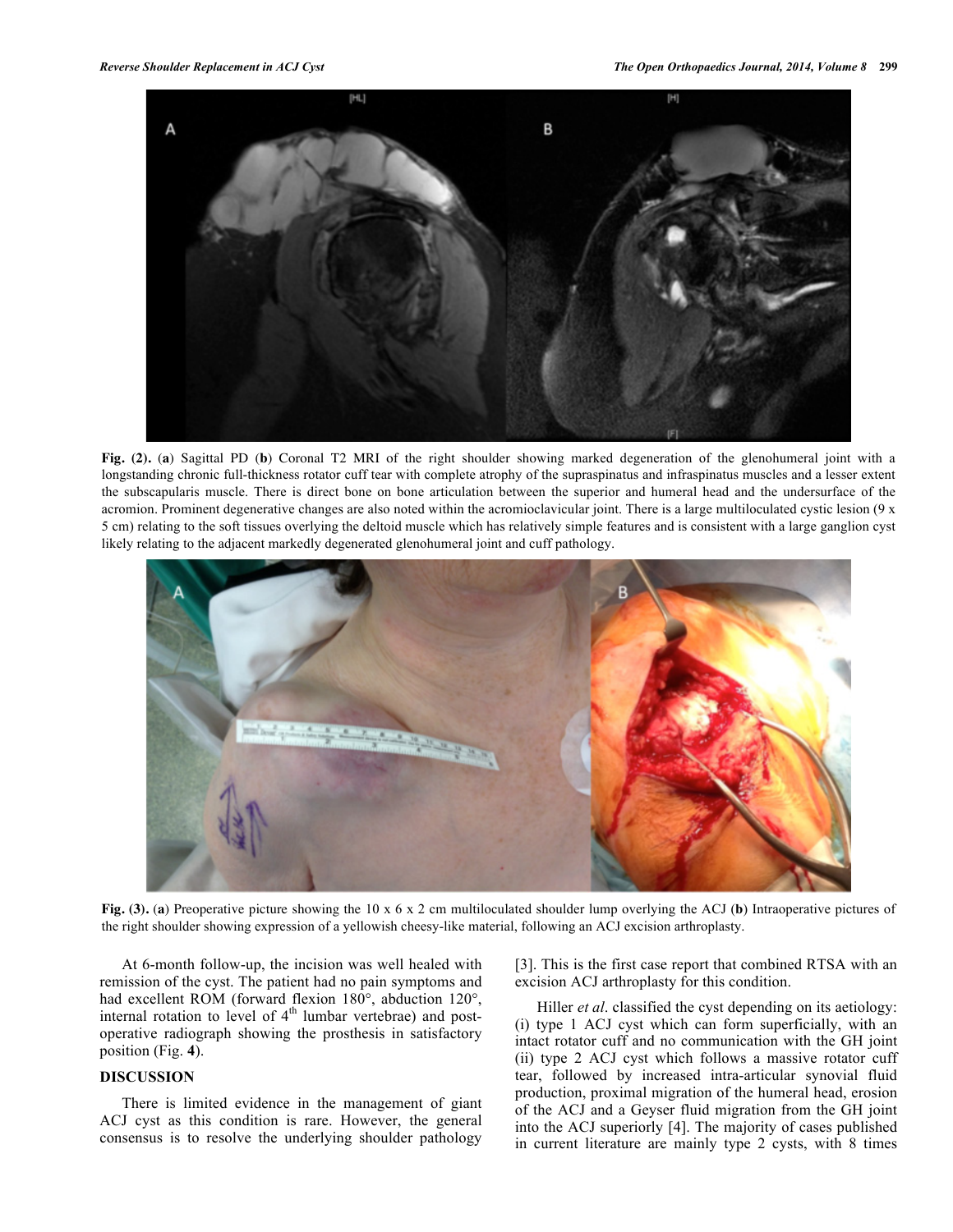**Fig. (2).** (**a**) Sagittal PD (**b**) Coronal T2 MRI of the right shoulder showing marked degeneration of the glenohumeral joint with a longstanding chronic full-thickness rotator cuff tear with complete atrophy of the supraspinatus and infraspinatus muscles and a lesser extent the subscapularis muscle. There is direct bone on bone articulation between the superior and humeral head and the undersurface of the acromion. Prominent degenerative changes are also noted within the acromioclavicular joint. There is a large multiloculated cystic lesion (9 x 5 cm) relating to the soft tissues overlying the deltoid muscle which has relatively simple features and is consistent with a large ganglion cyst likely relating to the adjacent markedly degenerated glenohumeral joint and cuff pathology.

**Fig. (3).** (**a**) Preoperative picture showing the 10 x 6 x 2 cm multiloculated shoulder lump overlying the ACJ (**b**) Intraoperative pictures of the right shoulder showing expression of a yellowish cheesy-like material, following an ACJ excision arthroplasty.

At 6-month follow-up, the incision was well healed with remission of the cyst. The patient had no pain symptoms and had excellent ROM (forward flexion 180°, abduction 120°, internal rotation to level of 4th lumbar vertebrae) and post-operative radiograph showing the prosthesis in satisfactory position (Fig. **4**).

## DISCUSSION

There is limited evidence in the management of giant ACJ cyst as this condition is rare. However, the general consensus is to resolve the underlying shoulder pathology [3]. This is the first case report that combined RTSA with an excision ACJ arthroplasty for this condition.

Hiller *et al*. classified the cyst depending on its aetiology: (i) type 1 ACJ cyst which can form superficially, with an intact rotator cuff and no communication with the GH joint (ii) type 2 ACJ cyst which follows a massive rotator cuff tear, followed by increased intra-articular synovial fluid production, proximal migration of the humeral head, erosion of the ACJ and a Geyser fluid migration from the GH joint into the ACJ superiorly [4]. The majority of cases published in current literature are mainly type 2 cysts, with 8 times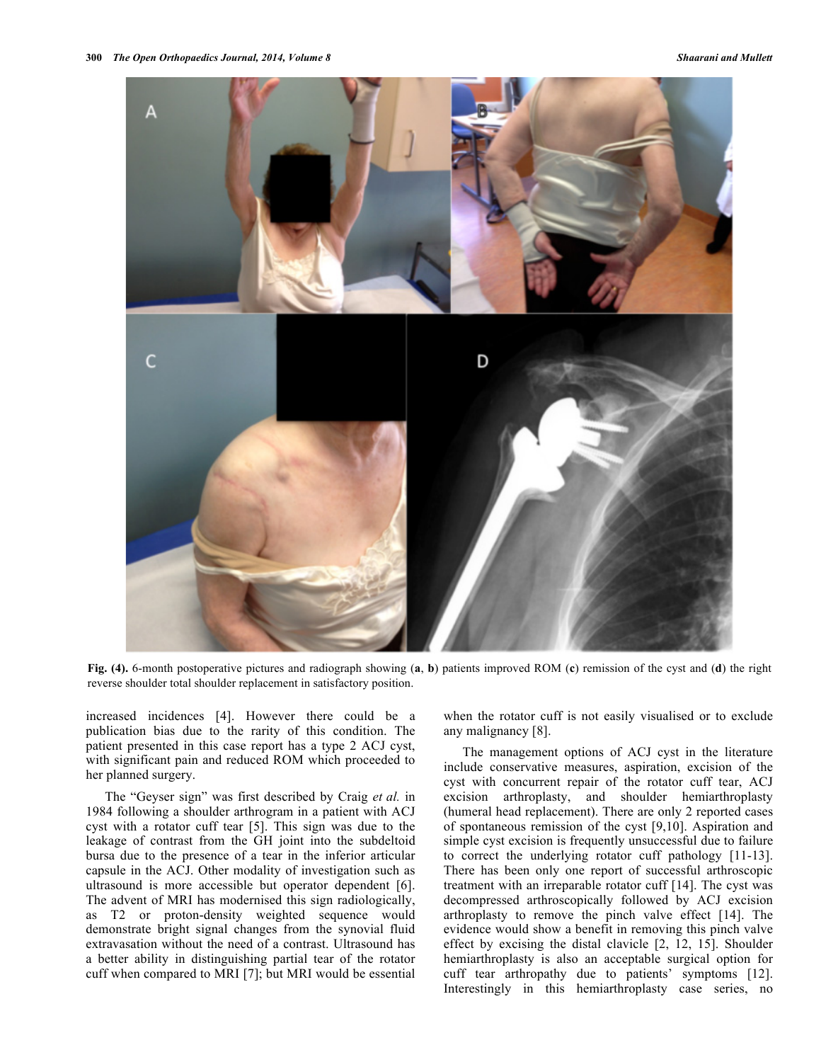**Fig. (4).** 6-month postoperative pictures and radiograph showing (**a**, **b**) patients improved ROM (**c**) remission of the cyst and (**d**) the right reverse shoulder total shoulder replacement in satisfactory position.

increased incidences [4]. However there could be a publication bias due to the rarity of this condition. The patient presented in this case report has a type 2 ACJ cyst, with significant pain and reduced ROM which proceeded to her planned surgery.

The "Geyser sign" was first described by Craig *et al.* in 1984 following a shoulder arthrogram in a patient with ACJ cyst with a rotator cuff tear [5]. This sign was due to the leakage of contrast from the GH joint into the subdeltoid bursa due to the presence of a tear in the inferior articular capsule in the ACJ. Other modality of investigation such as ultrasound is more accessible but operator dependent [6]. The advent of MRI has modernised this sign radiologically, as T2 or proton-density weighted sequence would demonstrate bright signal changes from the synovial fluid extravasation without the need of a contrast. Ultrasound has a better ability in distinguishing partial tear of the rotator cuff when compared to MRI [7]; but MRI would be essential when the rotator cuff is not easily visualised or to exclude any malignancy [8].

The management options of ACJ cyst in the literature include conservative measures, aspiration, excision of the cyst with concurrent repair of the rotator cuff tear, ACJ excision arthroplasty, and shoulder hemiarthroplasty (humeral head replacement). There are only 2 reported cases of spontaneous remission of the cyst [9,10]. Aspiration and simple cyst excision is frequently unsuccessful due to failure to correct the underlying rotator cuff pathology [11-13]. There has been only one report of successful arthroscopic treatment with an irreparable rotator cuff [14]. The cyst was decompressed arthroscopically followed by ACJ excision arthroplasty to remove the pinch valve effect [14]. The evidence would show a benefit in removing this pinch valve effect by excising the distal clavicle [2, 12, 15]. Shoulder hemiarthroplasty is also an acceptable surgical option for cuff tear arthropathy due to patients' symptoms [12]. Interestingly in this hemiarthroplasty case series, no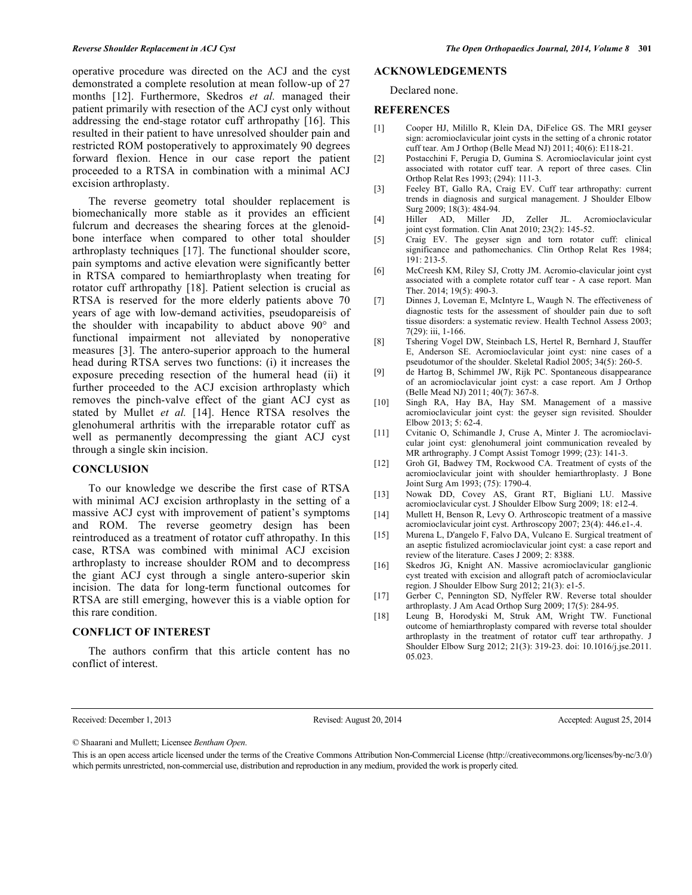operative procedure was directed on the ACJ and the cyst demonstrated a complete resolution at mean follow-up of 27 months [12]. Furthermore, Skedros *et al.* managed their patient primarily with resection of the ACJ cyst only without addressing the end-stage rotator cuff arthropathy [16]. This resulted in their patient to have unresolved shoulder pain and restricted ROM postoperatively to approximately 90 degrees forward flexion. Hence in our case report the patient proceeded to a RTSA in combination with a minimal ACJ excision arthroplasty.

The reverse geometry total shoulder replacement is biomechanically more stable as it provides an efficient fulcrum and decreases the shearing forces at the glenoid-bone interface when compared to other total shoulder arthroplasty techniques [17]. The functional shoulder score, pain symptoms and active elevation were significantly better in RTSA compared to hemiarthroplasty when treating for rotator cuff arthropathy [18]. Patient selection is crucial as RTSA is reserved for the more elderly patients above 70 years of age with low-demand activities, pseudopareisis of the shoulder with incapability to abduct above 90° and functional impairment not alleviated by nonoperative measures [3]. The antero-superior approach to the humeral head during RTSA serves two functions: (i) it increases the exposure preceding resection of the humeral head (ii) it further proceeded to the ACJ excision arthroplasty which removes the pinch-valve effect of the giant ACJ cyst as stated by Mullet *et al.* [14]. Hence RTSA resolves the glenohumeral arthritis with the irreparable rotator cuff as well as permanently decompressing the giant ACJ cyst through a single skin incision.

## CONCLUSION

To our knowledge we describe the first case of RTSA with minimal ACJ excision arthroplasty in the setting of a massive ACJ cyst with improvement of patient's symptoms and ROM. The reverse geometry design has been reintroduced as a treatment of rotator cuff athropathy. In this case, RTSA was combined with minimal ACJ excision arthroplasty to increase shoulder ROM and to decompress the giant ACJ cyst through a single antero-superior skin incision. The data for long-term functional outcomes for RTSA are still emerging, however this is a viable option for this rare condition.

## CONFLICT OF INTEREST

The authors confirm that this article content has no conflict of interest.

## ACKNOWLEDGEMENTS

Declared none.

## REFERENCES

[1] Cooper HJ, Milillo R, Klein DA, DiFelice GS. The MRI geyser sign: acromioclavicular joint cysts in the setting of a chronic rotator cuff tear. Am J Orthop (Belle Mead NJ) 2011; 40(6): E118-21.

[2] Postacchini F, Perugia D, Gumina S. Acromioclavicular joint cyst associated with rotator cuff tear. A report of three cases. Clin Orthop Relat Res 1993; (294): 111-3.

[3] Feeley BT, Gallo RA, Craig EV. Cuff tear arthropathy: current trends in diagnosis and surgical management. J Shoulder Elbow Surg 2009; 18(3): 484-94.

[4] Hiller AD, Miller JD, Zeller JL. Acromioclavicular joint cyst formation. Clin Anat 2010; 23(2): 145-52.

[5] Craig EV. The geyser sign and torn rotator cuff: clinical significance and pathomechanics. Clin Orthop Relat Res 1984; 191: 213-5.

[6] McCreesh KM, Riley SJ, Crotty JM. Acromio-clavicular joint cyst associated with a complete rotator cuff tear - A case report. Man Ther. 2014; 19(5): 490-3.

[7] Dinnes J, Loveman E, McIntyre L, Waugh N. The effectiveness of diagnostic tests for the assessment of shoulder pain due to soft tissue disorders: a systematic review. Health Technol Assess 2003; 7(29): iii, 1-166.

[8] Tshering Vogel DW, Steinbach LS, Hertel R, Bernhard J, Stauffer E, Anderson SE. Acromioclavicular joint cyst: nine cases of a pseudotumor of the shoulder. Skeletal Radiol 2005; 34(5): 260-5.

[9] de Hartog B, Schimmel JW, Rijk PC. Spontaneous disappearance of an acromioclavicular joint cyst: a case report. Am J Orthop (Belle Mead NJ) 2011; 40(7): 367-8.

[10] Singh RA, Hay BA, Hay SM. Management of a massive acromioclavicular joint cyst: the geyser sign revisited. Shoulder Elbow 2013; 5: 62-4.

[11] Cvitanic O, Schimandle J, Cruse A, Minter J. The acromioclavicular joint cyst: glenohumeral joint communication revealed by MR arthrography. J Compt Assist Tomogr 1999; (23): 141-3.

[12] Groh GI, Badwey TM, Rockwood CA. Treatment of cysts of the acromioclavicular joint with shoulder hemiarthroplasty. J Bone Joint Surg Am 1993; (75): 1790-4.

[13] Nowak DD, Covey AS, Grant RT, Bigliani LU. Massive acromioclavicular cyst. J Shoulder Elbow Surg 2009; 18: e12-4.

[14] Mullett H, Benson R, Levy O. Arthroscopic treatment of a massive acromioclavicular joint cyst. Arthroscopy 2007; 23(4): 446.e1-.4.

[15] Murena L, D'angelo F, Falvo DA, Vulcano E. Surgical treatment of an aseptic fistulized acromioclavicular joint cyst: a case report and review of the literature. Cases J 2009; 2: 8388.

[16] Skedros JG, Knight AN. Massive acromioclavicular ganglionic cyst treated with excision and allograft patch of acromioclavicular region. J Shoulder Elbow Surg 2012; 21(3): e1-5.

[17] Gerber C, Pennington SD, Nyffeler RW. Reverse total shoulder arthroplasty. J Am Acad Orthop Surg 2009; 17(5): 284-95.

[18] Leung B, Horodyski M, Struk AM, Wright TW. Functional outcome of hemiarthroplasty compared with reverse total shoulder arthroplasty in the treatment of rotator cuff tear arthropathy. J Shoulder Elbow Surg 2012; 21(3): 319-23. doi: 10.1016/j.jse.2011.05.023.

Received: December 1, 2013 Revised: August 20, 2014 Accepted: August 25, 2014

© Shaarani and Mullett; Licensee *Bentham Open*.

This is an open access article licensed under the terms of the Creative Commons Attribution Non-Commercial License (http://creativecommons.org/licenses/by-nc/3.0/) which permits unrestricted, non-commercial use, distribution and reproduction in any medium, provided the work is properly cited.